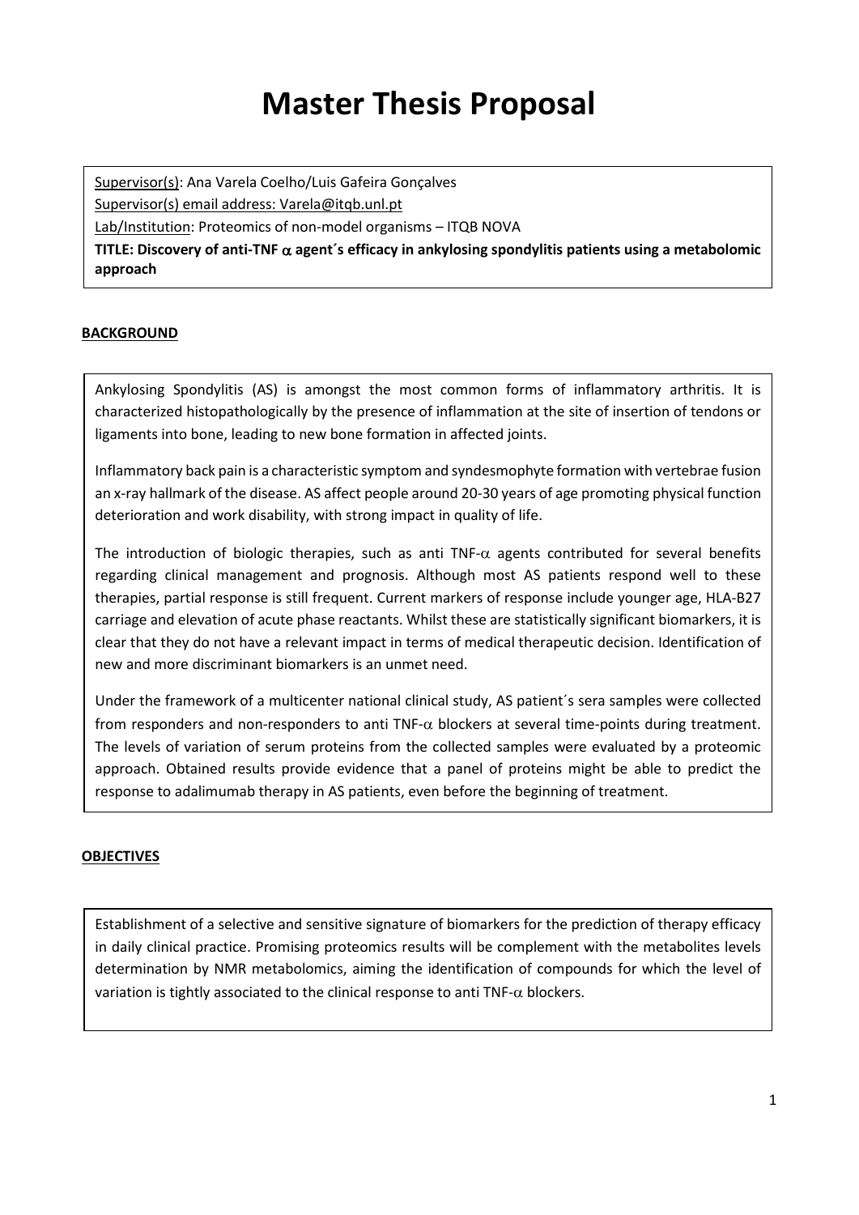# Master Thesis Proposal

Supervisor(s): Ana Varela Coelho/Luis Gafeira Gonçalves

Supervisor(s) email address: Varela@itqb.unl.pt

Lab/Institution: Proteomics of non-model organisms – ITQB NOVA

**TITLE: Discovery of anti-TNF $\alpha$ agent´s efficacy in ankylosing spondylitis patients using a metabolomic approach**

## BACKGROUND

Ankylosing Spondylitis (AS) is amongst the most common forms of inflammatory arthritis. It is characterized histopathologically by the presence of inflammation at the site of insertion of tendons or ligaments into bone, leading to new bone formation in affected joints.

Inflammatory back pain is a characteristic symptom and syndesmophyte formation with vertebrae fusion an x-ray hallmark of the disease. AS affect people around 20-30 years of age promoting physical function deterioration and work disability, with strong impact in quality of life.

The introduction of biologic therapies, such as anti TNF-$\alpha$ agents contributed for several benefits regarding clinical management and prognosis. Although most AS patients respond well to these therapies, partial response is still frequent. Current markers of response include younger age, HLA-B27 carriage and elevation of acute phase reactants. Whilst these are statistically significant biomarkers, it is clear that they do not have a relevant impact in terms of medical therapeutic decision. Identification of new and more discriminant biomarkers is an unmet need.

Under the framework of a multicenter national clinical study, AS patient´s sera samples were collected from responders and non-responders to anti TNF-$\alpha$ blockers at several time-points during treatment. The levels of variation of serum proteins from the collected samples were evaluated by a proteomic approach. Obtained results provide evidence that a panel of proteins might be able to predict the response to adalimumab therapy in AS patients, even before the beginning of treatment.

## OBJECTIVES

Establishment of a selective and sensitive signature of biomarkers for the prediction of therapy efficacy in daily clinical practice. Promising proteomics results will be complement with the metabolites levels determination by NMR metabolomics, aiming the identification of compounds for which the level of variation is tightly associated to the clinical response to anti TNF-$\alpha$ blockers.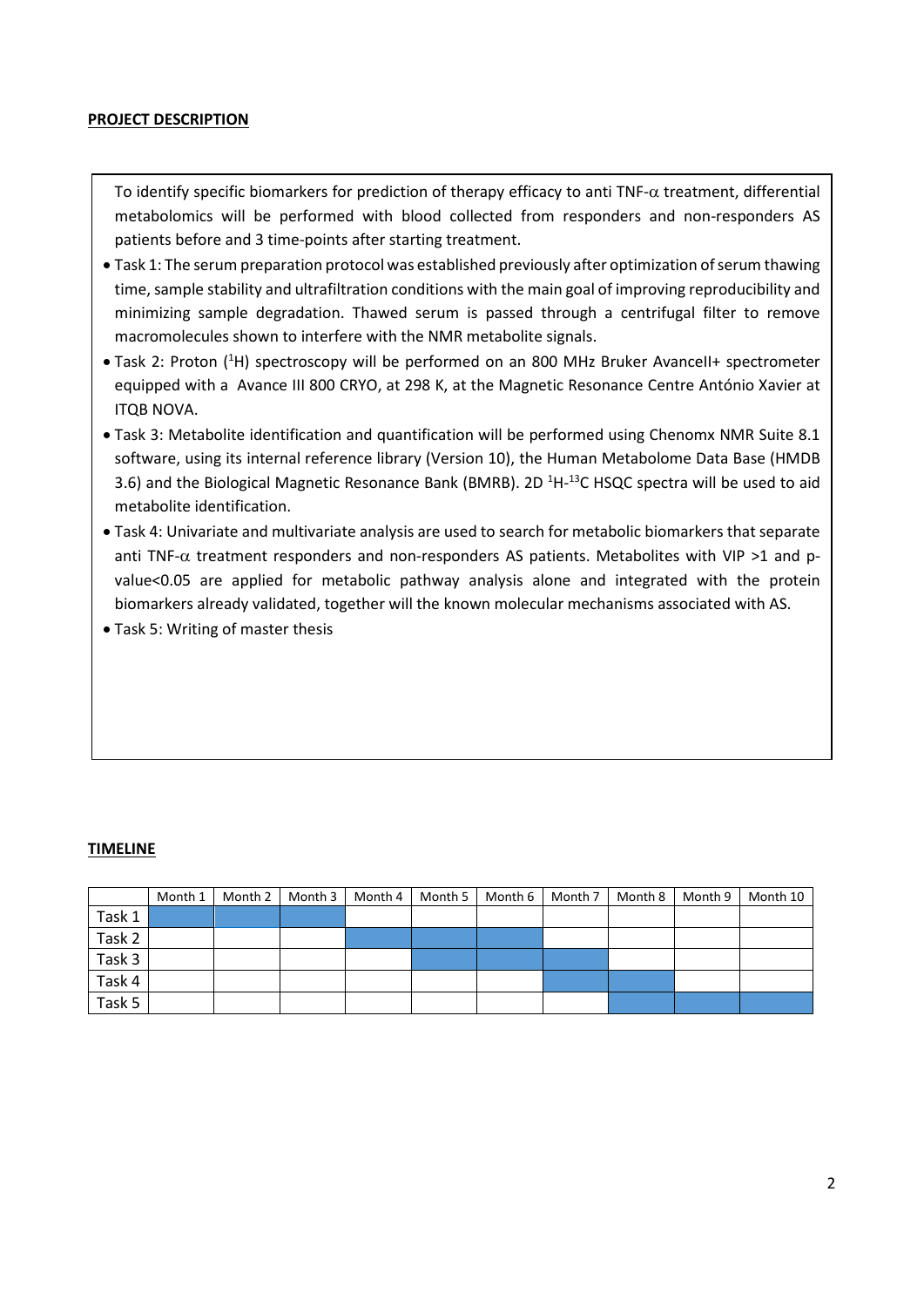**PROJECT DESCRIPTION**

To identify specific biomarkers for prediction of therapy efficacy to anti TNF-α treatment, differential metabolomics will be performed with blood collected from responders and non-responders AS patients before and 3 time-points after starting treatment.

- Task 1: The serum preparation protocol was established previously after optimization of serum thawing time, sample stability and ultrafiltration conditions with the main goal of improving reproducibility and minimizing sample degradation. Thawed serum is passed through a centrifugal filter to remove macromolecules shown to interfere with the NMR metabolite signals.
- Task 2: Proton ($^1$H) spectroscopy will be performed on an 800 MHz Bruker AvanceII+ spectrometer equipped with a Avance III 800 CRYO, at 298 K, at the Magnetic Resonance Centre António Xavier at ITQB NOVA.
- Task 3: Metabolite identification and quantification will be performed using Chenomx NMR Suite 8.1 software, using its internal reference library (Version 10), the Human Metabolome Data Base (HMDB 3.6) and the Biological Magnetic Resonance Bank (BMRB). 2D $^1$H-$^{13}$C HSQC spectra will be used to aid metabolite identification.
- Task 4: Univariate and multivariate analysis are used to search for metabolic biomarkers that separate anti TNF-α treatment responders and non-responders AS patients. Metabolites with VIP >1 and p-value<0.05 are applied for metabolic pathway analysis alone and integrated with the protein biomarkers already validated, together will the known molecular mechanisms associated with AS.
- Task 5: Writing of master thesis

**TIMELINE**

| | Month 1 | Month 2 | Month 3 | Month 4 | Month 5 | Month 6 | Month 7 | Month 8 | Month 9 | Month 10 |
|---|---|---|---|---|---|---|---|---|---|---|
| Task 1 | ■ | ■ | ■ | | | | | | | |
| Task 2 | | | | ■ | ■ | ■ | | | | |
| Task 3 | | | | | ■ | ■ | ■ | | | |
| Task 4 | | | | | | | ■ | ■ | | |
| Task 5 | | | | | | | | ■ | ■ | ■ |